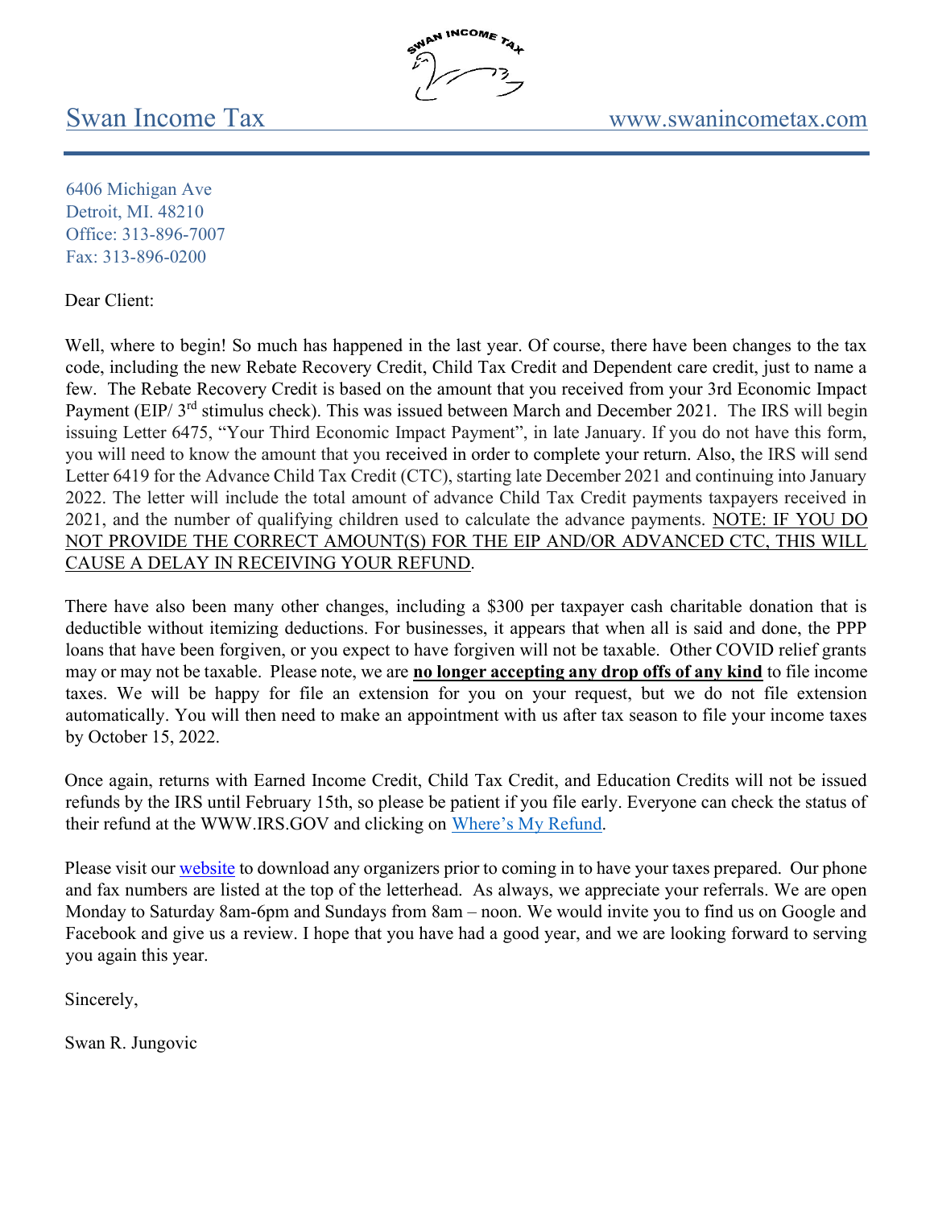SWAN INCOME TAX

# Swan Income Tax

www.swanincometax.com

6406 Michigan Ave
Detroit, MI. 48210
Office: 313-896-7007
Fax: 313-896-0200

Dear Client:

Well, where to begin! So much has happened in the last year. Of course, there have been changes to the tax code, including the new Rebate Recovery Credit, Child Tax Credit and Dependent care credit, just to name a few. The Rebate Recovery Credit is based on the amount that you received from your 3rd Economic Impact Payment (EIP/ 3rd stimulus check). This was issued between March and December 2021. The IRS will begin issuing Letter 6475, "Your Third Economic Impact Payment", in late January. If you do not have this form, you will need to know the amount that you received in order to complete your return. Also, the IRS will send Letter 6419 for the Advance Child Tax Credit (CTC), starting late December 2021 and continuing into January 2022. The letter will include the total amount of advance Child Tax Credit payments taxpayers received in 2021, and the number of qualifying children used to calculate the advance payments. <u>NOTE: IF YOU DO NOT PROVIDE THE CORRECT AMOUNT(S) FOR THE EIP AND/OR ADVANCED CTC, THIS WILL CAUSE A DELAY IN RECEIVING YOUR REFUND</u>.

There have also been many other changes, including a $300 per taxpayer cash charitable donation that is deductible without itemizing deductions. For businesses, it appears that when all is said and done, the PPP loans that have been forgiven, or you expect to have forgiven will not be taxable. Other COVID relief grants may or may not be taxable. Please note, we are <u>**no longer accepting any drop offs of any kind**</u> to file income taxes. We will be happy for file an extension for you on your request, but we do not file extension automatically. You will then need to make an appointment with us after tax season to file your income taxes by October 15, 2022.

Once again, returns with Earned Income Credit, Child Tax Credit, and Education Credits will not be issued refunds by the IRS until February 15th, so please be patient if you file early. Everyone can check the status of their refund at the WWW.IRS.GOV and clicking on Where's My Refund.

Please visit our website to download any organizers prior to coming in to have your taxes prepared. Our phone and fax numbers are listed at the top of the letterhead. As always, we appreciate your referrals. We are open Monday to Saturday 8am-6pm and Sundays from 8am – noon. We would invite you to find us on Google and Facebook and give us a review. I hope that you have had a good year, and we are looking forward to serving you again this year.

Sincerely,

Swan R. Jungovic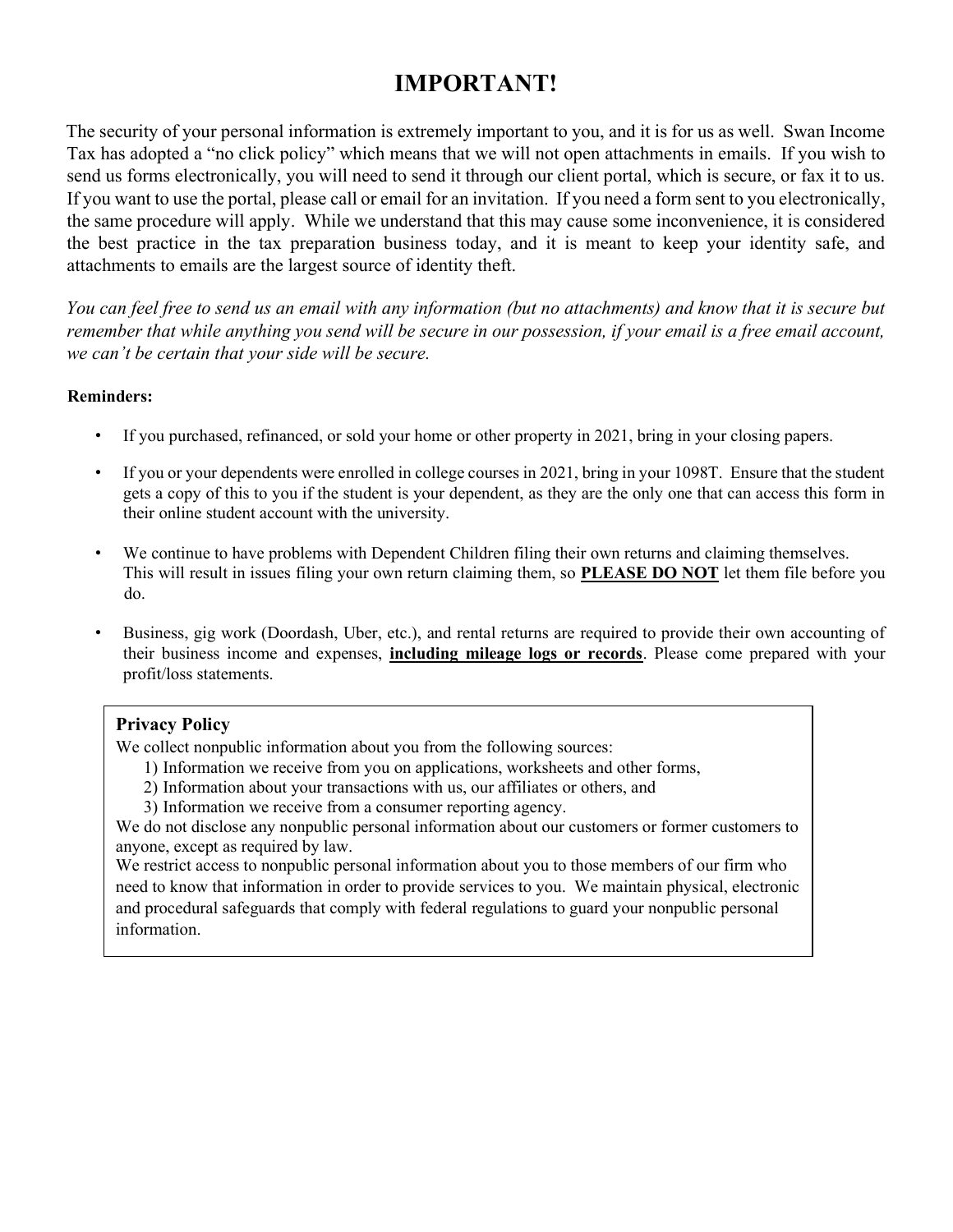# IMPORTANT!

The security of your personal information is extremely important to you, and it is for us as well. Swan Income Tax has adopted a "no click policy" which means that we will not open attachments in emails. If you wish to send us forms electronically, you will need to send it through our client portal, which is secure, or fax it to us. If you want to use the portal, please call or email for an invitation. If you need a form sent to you electronically, the same procedure will apply. While we understand that this may cause some inconvenience, it is considered the best practice in the tax preparation business today, and it is meant to keep your identity safe, and attachments to emails are the largest source of identity theft.

*You can feel free to send us an email with any information (but no attachments) and know that it is secure but remember that while anything you send will be secure in our possession, if your email is a free email account, we can't be certain that your side will be secure.*

**Reminders:**

- If you purchased, refinanced, or sold your home or other property in 2021, bring in your closing papers.
- If you or your dependents were enrolled in college courses in 2021, bring in your 1098T. Ensure that the student gets a copy of this to you if the student is your dependent, as they are the only one that can access this form in their online student account with the university.
- We continue to have problems with Dependent Children filing their own returns and claiming themselves. This will result in issues filing your own return claiming them, so **PLEASE DO NOT** let them file before you do.
- Business, gig work (Doordash, Uber, etc.), and rental returns are required to provide their own accounting of their business income and expenses, **including mileage logs or records**. Please come prepared with your profit/loss statements.

**Privacy Policy**

We collect nonpublic information about you from the following sources:

1) Information we receive from you on applications, worksheets and other forms,
2) Information about your transactions with us, our affiliates or others, and
3) Information we receive from a consumer reporting agency.

We do not disclose any nonpublic personal information about our customers or former customers to anyone, except as required by law.

We restrict access to nonpublic personal information about you to those members of our firm who need to know that information in order to provide services to you. We maintain physical, electronic and procedural safeguards that comply with federal regulations to guard your nonpublic personal information.